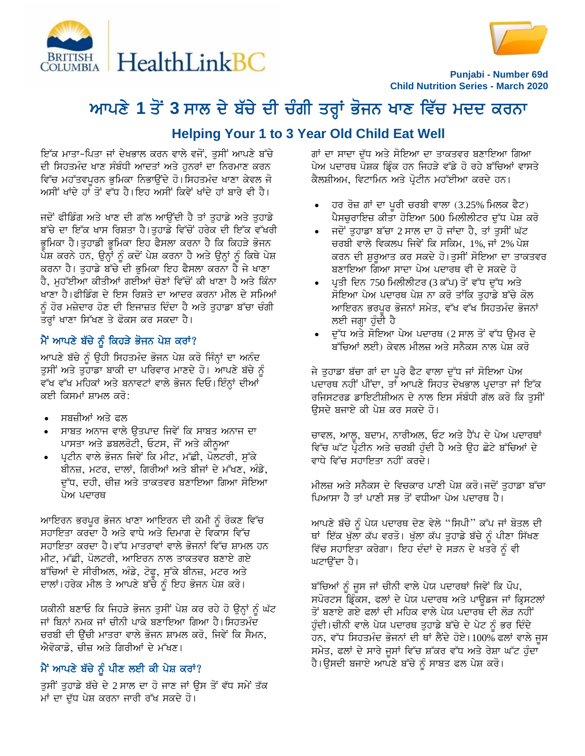Punjabi - Number 69d
Child Nutrition Series - March 2020

# ਆਪਣੇ 1 ਤੋਂ 3 ਸਾਲ ਦੇ ਬੱਚੇ ਦੀ ਚੰਗੀ ਤਰ੍ਹਾਂ ਭੋਜਨ ਖਾਣ ਵਿੱਚ ਮਦਦ ਕਰਨਾ

## Helping Your 1 to 3 Year Old Child Eat Well

ਇੱਕ ਮਾਤਾ-ਪਿਤਾ ਜਾਂ ਦੇਖਭਾਲ ਕਰਨ ਵਾਲੇ ਵਜੋਂ, ਤੁਸੀਂ ਆਪਣੇ ਬੱਚੇ ਦੀ ਸਿਹਤਮੰਦ ਖਾਣ ਸੰਬੰਧੀ ਆਦਤਾਂ ਅਤੇ ਹੁਨਰਾਂ ਦਾ ਨਿਰਮਾਣ ਕਰਨ ਵਿੱਚ ਮਹੱਤਵਪੂਰਨ ਭੂਮਿਕਾ ਨਿਭਾਉਂਦੇ ਹੋ। ਸਿਹਤਮੰਦ ਖਾਣਾ ਕੇਵਲ ਜੋ ਅਸੀਂ ਖਾਂਦੇ ਹਾਂ ਤੋਂ ਵੱਧ ਹੈ। ਇਹ ਅਸੀਂ ਕਿਵੇਂ ਖਾਂਦੇ ਹਾਂ ਬਾਰੇ ਵੀ ਹੈ।

ਜਦੋਂ ਫੀਡਿੰਗ ਅਤੇ ਖਾਣ ਦੀ ਗੱਲ ਆਉਂਦੀ ਹੈ ਤਾਂ ਤੁਹਾਡੇ ਅਤੇ ਤੁਹਾਡੇ ਬੱਚੇ ਦਾ ਇੱਕ ਖਾਸ ਰਿਸ਼ਤਾ ਹੈ। ਤੁਹਾਡੇ ਵਿੱਚੋਂ ਹਰੇਕ ਦੀ ਇੱਕ ਵੱਖਰੀ ਭੂਮਿਕਾ ਹੈ। ਤੁਹਾਡੀ ਭੂਮਿਕਾ ਇਹ ਫੈਸਲਾ ਕਰਨਾ ਹੈ ਕਿ ਕਿਹੜੇ ਭੋਜਨ ਪੇਸ਼ ਕਰਨੇ ਹਨ, ਉਨ੍ਹਾਂ ਨੂੰ ਕਦੋਂ ਪੇਸ਼ ਕਰਨਾ ਹੈ ਅਤੇ ਉਨ੍ਹਾਂ ਨੂੰ ਕਿਥੇ ਪੇਸ਼ ਕਰਨਾ ਹੈ। ਤੁਹਾਡੇ ਬੱਚੇ ਦੀ ਭੂਮਿਕਾ ਇਹ ਫੈਸਲਾ ਕਰਨਾ ਹੈ ਜੇ ਖਾਣਾ ਹੈ, ਮੁਹੱਈਆ ਕੀਤੀਆਂ ਗਈਆਂ ਚੋਣਾਂ ਵਿੱਚੋਂ ਕੀ ਖਾਣਾ ਹੈ ਅਤੇ ਕਿੰਨਾ ਖਾਣਾ ਹੈ। ਫੀਡਿੰਗ ਦੇ ਇਸ ਰਿਸ਼ਤੇ ਦਾ ਆਦਰ ਕਰਨਾ ਮੀਲ ਦੇ ਸਮਿਆਂ ਨੂੰ ਹੋਰ ਮਜ਼ੇਦਾਰ ਹੋਣ ਦੀ ਇਜਾਜ਼ਤ ਦਿੰਦਾ ਹੈ ਅਤੇ ਤੁਹਾਡਾ ਬੱਚਾ ਚੰਗੀ ਤਰ੍ਹਾਂ ਖਾਣਾ ਸਿੱਖਣ ਤੇ ਫੋਕਸ ਕਰ ਸਕਦਾ ਹੈ।

### ਮੈਂ ਆਪਣੇ ਬੱਚੇ ਨੂੰ ਕਿਹੜੇ ਭੋਜਨ ਪੇਸ਼ ਕਰਾਂ?

ਆਪਣੇ ਬੱਚੇ ਨੂੰ ਉਹੀ ਸਿਹਤਮੰਦ ਭੋਜਨ ਪੇਸ਼ ਕਰੋ ਜਿੰਨ੍ਹਾਂ ਦਾ ਅਨੰਦ ਤੁਸੀਂ ਅਤੇ ਤੁਹਾਡਾ ਬਾਕੀ ਦਾ ਪਰਿਵਾਰ ਮਾਣਦੇ ਹੋ। ਆਪਣੇ ਬੱਚੇ ਨੂੰ ਵੱਖ ਵੱਖ ਮਹਿਕਾਂ ਅਤੇ ਬਨਾਵਟਾਂ ਵਾਲੇ ਭੋਜਨ ਦਿਓ। ਇੰਨ੍ਹਾਂ ਦੀਆਂ ਕਈ ਕਿਸਮਾਂ ਸ਼ਾਮਲ ਕਰੋ:

- ਸਬਜ਼ੀਆਂ ਅਤੇ ਫਲ
- ਸਾਬਤ ਅਨਾਜ ਵਾਲੇ ਉਤਪਾਦ ਜਿਵੇਂ ਕਿ ਸਾਬਤ ਅਨਾਜ ਦਾ ਪਾਸਤਾ ਅਤੇ ਡਬਲਰੋਟੀ, ਓਟਸ, ਜੌਂ ਅਤੇ ਕੀਨੂਆ
- ਪ੍ਰਟੀਨ ਵਾਲੇ ਭੋਜਨ ਜਿਵੇਂ ਕਿ ਮੀਟ, ਮੱਛੀ, ਪੋਲਟਰੀ, ਸੁੱਕੇ ਬੀਨਜ਼, ਮਟਰ, ਦਾਲਾਂ, ਗਿਰੀਆਂ ਅਤੇ ਬੀਜਾਂ ਦੇ ਮੱਖਣ, ਅੰਡੇ, ਦੁੱਧ, ਦਹੀ, ਚੀਜ਼ ਅਤੇ ਤਾਕਤਵਰ ਬਣਾਇਆ ਗਿਆ ਸੋਇਆ ਪੇਅ ਪਦਾਰਥ

ਆਇਰਨ ਭਰਪੂਰ ਭੋਜਨ ਖਾਣਾ ਆਇਰਨ ਦੀ ਕਮੀ ਨੂੰ ਰੋਕਣ ਵਿੱਚ ਸਹਾਇਤਾ ਕਰਦਾ ਹੈ ਅਤੇ ਵਾਧੇ ਅਤੇ ਦਿਮਾਗ ਦੇ ਵਿਕਾਸ ਵਿੱਚ ਸਹਾਇਤਾ ਕਰਦਾ ਹੈ। ਵੱਧ ਮਾਤਰਾਵਾਂ ਵਾਲੇ ਭੋਜਨਾਂ ਵਿੱਚ ਸ਼ਾਮਲ ਹਨ ਮੀਟ, ਮੱਛੀ, ਪੋਲਟਰੀ, ਆਇਰਨ ਨਾਲ ਤਾਕਤਵਰ ਬਣਾਏ ਗਏ ਬੱਚਿਆਂ ਦੇ ਸੀਰੀਅਲ, ਅੰਡੇ, ਟੋਫੂ, ਸੁੱਕੇ ਬੀਨਜ਼, ਮਟਰ ਅਤੇ ਦਾਲਾਂ। ਹਰੇਕ ਮੀਲ ਤੇ ਆਪਣੇ ਬੱਚੇ ਨੂੰ ਇਹ ਭੋਜਨ ਪੇਸ਼ ਕਰੋ।

ਯਕੀਨੀ ਬਣਾਓ ਕਿ ਜਿਹੜੇ ਭੋਜਨ ਤੁਸੀਂ ਪੇਸ਼ ਕਰ ਰਹੇ ਹੋ ਉਨ੍ਹਾਂ ਨੂੰ ਘੱਟ ਜਾਂ ਬਿਨਾਂ ਨਮਕ ਜਾਂ ਚੀਨੀ ਪਾਕੇ ਬਣਾਇਆ ਗਿਆ ਹੈ। ਸਿਹਤਮੰਦ ਚਰਬੀ ਦੀ ਉੱਚੀ ਮਾਤਰਾ ਵਾਲੇ ਭੋਜਨ ਸ਼ਾਮਲ ਕਰੋ, ਜਿਵੇਂ ਕਿ ਸੈਮਨ, ਐਵੋਕਾਡੋ, ਚੀਜ਼ ਅਤੇ ਗਿਰੀਆਂ ਦੇ ਮੱਖਣ।

### ਮੈਂ ਆਪਣੇ ਬੱਚੇ ਨੂੰ ਪੀਣ ਲਈ ਕੀ ਪੇਸ਼ ਕਰਾਂ?

ਤੁਸੀਂ ਤੁਹਾਡੇ ਬੱਚੇ ਦੇ 2 ਸਾਲ ਦਾ ਹੋ ਜਾਣ ਜਾਂ ਉਸ ਤੋਂ ਵੱਧ ਸਮੇਂ ਤੱਕ ਮਾਂ ਦਾ ਦੁੱਧ ਪੇਸ਼ ਕਰਨਾ ਜਾਰੀ ਰੱਖ ਸਕਦੇ ਹੋ।

ਗਾਂ ਦਾ ਸਾਦਾ ਦੁੱਧ ਅਤੇ ਸੋਇਆ ਦਾ ਤਾਕਤਵਰ ਬਣਾਇਆ ਗਿਆ ਪੇਅ ਪਦਾਰਥ ਪੌਸ਼ਕ ਡ੍ਰਿੰਕ ਹਨ ਜਿਹੜੇ ਵੱਡੇ ਹੋ ਰਹੇ ਬੱਚਿਆਂ ਵਾਸਤੇ ਕੈਲਸ਼ੀਅਮ, ਵਿਟਾਮਿਨ ਅਤੇ ਪ੍ਰੋਟੀਨ ਮੁਹੱਈਆ ਕਰਦੇ ਹਨ।

- ਹਰ ਰੋਜ਼ ਗਾਂ ਦਾ ਪੂਰੀ ਚਰਬੀ ਵਾਲਾ (3.25% ਮਿਲਕ ਫੈਟ) ਪੈਸਚੁਰਾਇਜ਼ ਕੀਤਾ ਹੋਇਆ 500 ਮਿਲੀਲੀਟਰ ਦੁੱਧ ਪੇਸ਼ ਕਰੋ
- ਜਦੋਂ ਤੁਹਾਡਾ ਬੱਚਾ 2 ਸਾਲ ਦਾ ਹੋ ਜਾਂਦਾ ਹੈ, ਤਾਂ ਤੁਸੀਂ ਘੱਟ ਚਰਬੀ ਵਾਲੇ ਵਿਕਲਪ ਜਿਵੇਂ ਕਿ ਸਕਿਮ, 1%, ਜਾਂ 2% ਪੇਸ਼ ਕਰਨ ਦੀ ਸ਼ੁਰੂਆਤ ਕਰ ਸਕਦੇ ਹੋ। ਤੁਸੀਂ ਸੋਇਆ ਦਾ ਤਾਕਤਵਰ ਬਣਾਇਆ ਗਿਆ ਸਾਦਾ ਪੇਅ ਪਦਾਰਥ ਵੀ ਦੇ ਸਕਦੇ ਹੋ
- ਪ੍ਰਤੀ ਦਿਨ 750 ਮਿਲੀਲੀਟਰ (3 ਕੱਪ) ਤੋਂ ਵੱਧ ਦੁੱਧ ਅਤੇ ਸੋਇਆ ਪੇਅ ਪਦਾਰਥ ਪੇਸ਼ ਨਾ ਕਰੋ ਤਾਂਕਿ ਤੁਹਾਡੇ ਬੱਚੇ ਕੋਲ ਆਇਰਨ ਭਰਪੂਰ ਭੋਜਨਾਂ ਸਮੇਤ, ਵੱਖ ਵੱਖ ਸਿਹਤਮੰਦ ਭੋਜਨਾਂ ਲਈ ਜਗ੍ਹਾ ਹੁੰਦੀ ਹੈ
- ਦੁੱਧ ਅਤੇ ਸੋਇਆ ਪੇਅ ਪਦਾਰਥ (2 ਸਾਲ ਤੋਂ ਵੱਧ ਉਮਰ ਦੇ ਬੱਚਿਆਂ ਲਈ) ਕੇਵਲ ਮੀਲਜ਼ ਅਤੇ ਸਨੈਕਸ ਨਾਲ ਪੇਸ਼ ਕਰੋ

ਜੇ ਤੁਹਾਡਾ ਬੱਚਾ ਗਾਂ ਦਾ ਪੂਰੇ ਫੈਟ ਵਾਲਾ ਦੁੱਧ ਜਾਂ ਸੋਇਆ ਪੇਅ ਪਦਾਰਥ ਨਹੀਂ ਪੀਂਦਾ, ਤਾਂ ਆਪਣੇ ਸਿਹਤ ਦੇਖਭਾਲ ਪ੍ਰਦਾਤਾ ਜਾਂ ਇੱਕ ਰਜਿਸਟਰਡ ਡਾਇਟੀਸ਼ੀਅਨ ਦੇ ਨਾਲ ਇਸ ਸੰਬੰਧੀ ਗੱਲ ਕਰੋ ਕਿ ਤੁਸੀਂ ਉਸਦੇ ਬਜਾਏ ਕੀ ਪੇਸ਼ ਕਰ ਸਕਦੇ ਹੋ।

ਚਾਵਲ, ਆਲੂ, ਬਦਾਮ, ਨਾਰੀਅਲ, ਓਟ ਅਤੇ ਹੈਂਪ ਦੇ ਪੇਅ ਪਦਾਰਥਾਂ ਵਿੱਚ ਘੱਟ ਪ੍ਰੋਟੀਨ ਅਤੇ ਚਰਬੀ ਹੁੰਦੀ ਹੈ ਅਤੇ ਉਹ ਛੋਟੇ ਬੱਚਿਆਂ ਦੇ ਵਾਧੇ ਵਿੱਚ ਸਹਾਇਤਾ ਨਹੀਂ ਕਰਦੇ।

ਮੀਲਜ਼ ਅਤੇ ਸਨੈਕਸ ਦੇ ਵਿਚਕਾਰ ਪਾਣੀ ਪੇਸ਼ ਕਰੋ। ਜਦੋਂ ਤੁਹਾਡਾ ਬੱਚਾ ਪਿਆਸਾ ਹੈ ਤਾਂ ਪਾਣੀ ਸਭ ਤੋਂ ਵਧੀਆ ਪੇਅ ਪਦਾਰਥ ਹੈ।

ਆਪਣੇ ਬੱਚੇ ਨੂੰ ਪੇਯ ਪਦਾਰਥ ਦੇਣ ਵੇਲੇ "ਸਿਪੀ" ਕੱਪ ਜਾਂ ਬੋਤਲ ਦੀ ਥਾਂ ਇੱਕ ਖੁੱਲਾ ਕੱਪ ਵਰਤੋ। ਖੁੱਲਾ ਕੱਪ ਤੁਹਾਡੇ ਬੱਚੇ ਨੂੰ ਪੀਣਾ ਸਿੱਖਣ ਵਿੱਚ ਸਹਾਇਤਾ ਕਰੇਗਾ। ਇਹ ਦੰਦਾਂ ਦੇ ਸੜਨ ਦੇ ਖਤਰੇ ਨੂੰ ਵੀ ਘਟਾਉਂਦਾ ਹੈ।

ਬੱਚਿਆਂ ਨੂੰ ਜੂਸ ਜਾਂ ਚੀਨੀ ਵਾਲੇ ਪੇਯ ਪਦਾਰਥਾਂ ਜਿਵੇਂ ਕਿ ਪੌਪ, ਸਪੋਰਟਸ ਡ੍ਰਿੰਕਸ, ਫਲਾਂ ਦੇ ਪੇਯ ਪਦਾਰਥ ਅਤੇ ਪਾਊਡਰ ਜਾਂ ਕ੍ਰਿਸਟਲਾਂ ਤੋਂ ਬਣਾਏ ਗਏ ਫਲਾਂ ਦੀ ਮਹਿਕ ਵਾਲੇ ਪੇਯ ਪਦਾਰਥ ਦੀ ਲੋੜ ਨਹੀਂ ਹੁੰਦੀ। ਚੀਨੀ ਵਾਲੇ ਪੇਯ ਪਦਾਰਥ ਤੁਹਾਡੇ ਬੱਚੇ ਦੇ ਪੇਟ ਨੂੰ ਭਰ ਦਿੰਦੇ ਹਨ, ਵੱਧ ਸਿਹਤਮੰਦ ਭੋਜਨਾਂ ਦੀ ਥਾਂ ਲੈਂਦੇ ਹੋਏ। 100% ਫਲਾਂ ਵਾਲੇ ਜੂਸ ਸਮੇਤ, ਫਲਾਂ ਦੇ ਸਾਰੇ ਜੂਸਾਂ ਵਿੱਚ ਸ਼ੱਕਰ ਵੱਧ ਅਤੇ ਰੇਸ਼ਾ ਘੱਟ ਹੁੰਦਾ ਹੈ। ਉਸਦੀ ਬਜਾਏ ਆਪਣੇ ਬੱਚੇ ਨੂੰ ਸਾਬਤ ਫਲ ਪੇਸ਼ ਕਰੋ।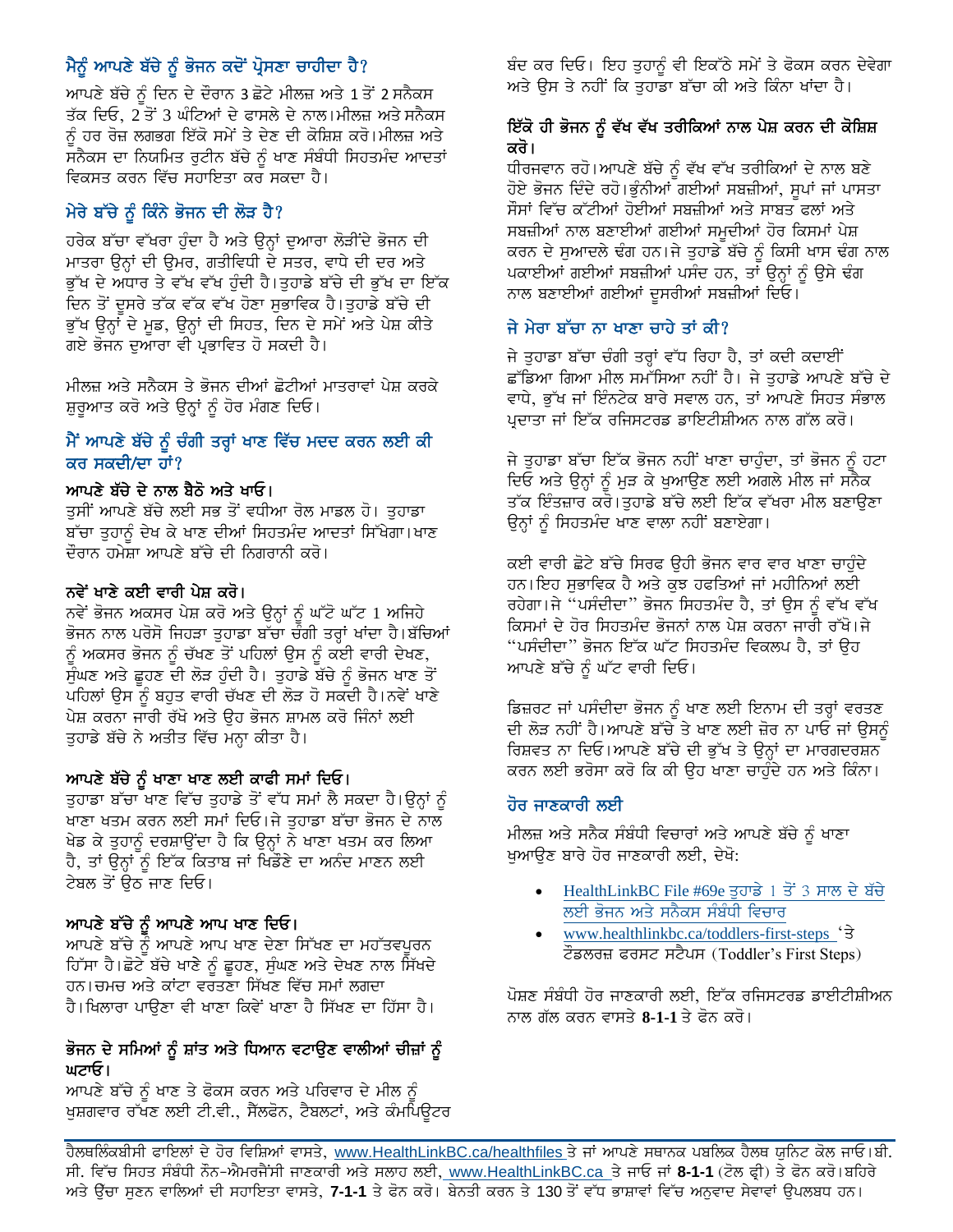## ਮੈਨੂੰ ਆਪਣੇ ਬੱਚੇ ਨੂੰ ਭੋਜਨ ਕਦੋਂ ਪ੍ਰੋਸਣਾ ਚਾਹੀਦਾ ਹੈ?

ਆਪਣੇ ਬੱਚੇ ਨੂੰ ਦਿਨ ਦੇ ਦੌਰਾਨ 3 ਛੋਟੇ ਮੀਲਜ਼ ਅਤੇ 1 ਤੋਂ 2 ਸਨੈਕਸ ਤੱਕ ਦਿਓ, 2 ਤੋਂ 3 ਘੰਟਿਆਂ ਦੇ ਫਾਸਲੇ ਦੇ ਨਾਲ।ਮੀਲਜ਼ ਅਤੇ ਸਨੈਕਸ ਨੂੰ ਹਰ ਰੋਜ਼ ਲਗਭਗ ਇੱਕੋ ਸਮੇਂ ਤੇ ਦੇਣ ਦੀ ਕੋਸ਼ਿਸ਼ ਕਰੋ।ਮੀਲਜ਼ ਅਤੇ ਸਨੈਕਸ ਦਾ ਨਿਯਮਿਤ ਰੁਟੀਨ ਬੱਚੇ ਨੂੰ ਖਾਣ ਸੰਬੰਧੀ ਸਿਹਤਮੰਦ ਆਦਤਾਂ ਵਿਕਸਤ ਕਰਨ ਵਿੱਚ ਸਹਾਇਤਾ ਕਰ ਸਕਦਾ ਹੈ।

## ਮੇਰੇ ਬੱਚੇ ਨੂੰ ਕਿੰਨੇ ਭੋਜਨ ਦੀ ਲੋੜ ਹੈ?

ਹਰੇਕ ਬੱਚਾ ਵੱਖਰਾ ਹੁੰਦਾ ਹੈ ਅਤੇ ਉਨ੍ਹਾਂ ਦੁਆਰਾ ਲੋੜੀਂਦੇ ਭੋਜਨ ਦੀ ਮਾਤਰਾ ਉਨ੍ਹਾਂ ਦੀ ਉਮਰ, ਗਤੀਵਿਧੀ ਦੇ ਸਤਰ, ਵਾਧੇ ਦੀ ਦਰ ਅਤੇ ਭੁੱਖ ਦੇ ਅਧਾਰ ਤੇ ਵੱਖ ਵੱਖ ਹੁੰਦੀ ਹੈ।ਤੁਹਾਡੇ ਬੱਚੇ ਦੀ ਭੁੱਖ ਦਾ ਇੱਕ ਦਿਨ ਤੋਂ ਦੂਸਰੇ ਤੱਕ ਵੱਕ ਵੱਖ ਹੋਣਾ ਸੁਭਾਵਿਕ ਹੈ।ਤੁਹਾਡੇ ਬੱਚੇ ਦੀ ਭੁੱਖ ਉਨ੍ਹਾਂ ਦੇ ਮੂਡ, ਉਨ੍ਹਾਂ ਦੀ ਸਿਹਤ, ਦਿਨ ਦੇ ਸਮੇਂ ਅਤੇ ਪੇਸ਼ ਕੀਤੇ ਗਏ ਭੋਜਨ ਦੁਆਰਾ ਵੀ ਪ੍ਰਭਾਵਿਤ ਹੋ ਸਕਦੀ ਹੈ।

ਮੀਲਜ਼ ਅਤੇ ਸਨੈਕਸ ਤੇ ਭੋਜਨ ਦੀਆਂ ਛੋਟੀਆਂ ਮਾਤਰਾਵਾਂ ਪੇਸ਼ ਕਰਕੇ ਸ਼ੁਰੂਆਤ ਕਰੋ ਅਤੇ ਉਨ੍ਹਾਂ ਨੂੰ ਹੋਰ ਮੰਗਣ ਦਿਓ।

## ਮੈਂ ਆਪਣੇ ਬੱਚੇ ਨੂੰ ਚੰਗੀ ਤਰ੍ਹਾਂ ਖਾਣ ਵਿੱਚ ਮਦਦ ਕਰਨ ਲਈ ਕੀ ਕਰ ਸਕਦੀ/ਦਾ ਹਾਂ?

### ਆਪਣੇ ਬੱਚੇ ਦੇ ਨਾਲ ਬੈਠੋ ਅਤੇ ਖਾਓ।

ਤੁਸੀਂ ਆਪਣੇ ਬੱਚੇ ਲਈ ਸਭ ਤੋਂ ਵਧੀਆ ਰੋਲ ਮਾਡਲ ਹੋ। ਤੁਹਾਡਾ ਬੱਚਾ ਤੁਹਾਨੂੰ ਦੇਖ ਕੇ ਖਾਣ ਦੀਆਂ ਸਿਹਤਮੰਦ ਆਦਤਾਂ ਸਿੱਖੇਗਾ।ਖਾਣ ਦੌਰਾਨ ਹਮੇਸ਼ਾ ਆਪਣੇ ਬੱਚੇ ਦੀ ਨਿਗਰਾਨੀ ਕਰੋ।

### ਨਵੇਂ ਖਾਣੇ ਕਈ ਵਾਰੀ ਪੇਸ਼ ਕਰੋ।

ਨਵੇਂ ਭੋਜਨ ਅਕਸਰ ਪੇਸ਼ ਕਰੋ ਅਤੇ ਉਨ੍ਹਾਂ ਨੂੰ ਘੱਟੋ ਘੱਟ 1 ਅਜਿਹੇ ਭੋਜਨ ਨਾਲ ਪਰੋਸੋ ਜਿਹੜਾ ਤੁਹਾਡਾ ਬੱਚਾ ਚੰਗੀ ਤਰ੍ਹਾਂ ਖਾਂਦਾ ਹੈ।ਬੱਚਿਆਂ ਨੂੰ ਅਕਸਰ ਭੋਜਨ ਨੂੰ ਚੱਖਣ ਤੋਂ ਪਹਿਲਾਂ ਉਸ ਨੂੰ ਕਈ ਵਾਰੀ ਦੇਖਣ, ਸੁੰਘਣ ਅਤੇ ਛੂਹਣ ਦੀ ਲੋੜ ਹੁੰਦੀ ਹੈ। ਤੁਹਾਡੇ ਬੱਚੇ ਨੂੰ ਭੋਜਨ ਖਾਣ ਤੋਂ ਪਹਿਲਾਂ ਉਸ ਨੂੰ ਬਹੁਤ ਵਾਰੀ ਚੱਖਣ ਦੀ ਲੋੜ ਹੋ ਸਕਦੀ ਹੈ।ਨਵੇਂ ਖਾਣੇ ਪੇਸ਼ ਕਰਨਾ ਜਾਰੀ ਰੱਖੋ ਅਤੇ ਉਹ ਭੋਜਨ ਸ਼ਾਮਲ ਕਰੋ ਜਿੰਨਾਂ ਲਈ ਤੁਹਾਡੇ ਬੱਚੇ ਨੇ ਅਤੀਤ ਵਿੱਚ ਮਨ੍ਹਾ ਕੀਤਾ ਹੈ।

### ਆਪਣੇ ਬੱਚੇ ਨੂੰ ਖਾਣਾ ਖਾਣ ਲਈ ਕਾਫੀ ਸਮਾਂ ਦਿਓ।

ਤੁਹਾਡਾ ਬੱਚਾ ਖਾਣ ਵਿੱਚ ਤੁਹਾਡੇ ਤੋਂ ਵੱਧ ਸਮਾਂ ਲੈ ਸਕਦਾ ਹੈ।ਉਨ੍ਹਾਂ ਨੂੰ ਖਾਣਾ ਖਤਮ ਕਰਨ ਲਈ ਸਮਾਂ ਦਿਓ।ਜੇ ਤੁਹਾਡਾ ਬੱਚਾ ਭੋਜਨ ਦੇ ਨਾਲ ਖੇਡ ਕੇ ਤੁਹਾਨੂੰ ਦਰਸ਼ਾਉਂਦਾ ਹੈ ਕਿ ਉਨ੍ਹਾਂ ਨੇ ਖਾਣਾ ਖਤਮ ਕਰ ਲਿਆ ਹੈ, ਤਾਂ ਉਨ੍ਹਾਂ ਨੂੰ ਇੱਕ ਕਿਤਾਬ ਜਾਂ ਖਿਡੌਣੇ ਦਾ ਅਨੰਦ ਮਾਣਨ ਲਈ ਟੇਬਲ ਤੋਂ ਉਠ ਜਾਣ ਦਿਓ।

### ਆਪਣੇ ਬੱਚੇ ਨੂੰ ਆਪਣੇ ਆਪ ਖਾਣ ਦਿਓ।

ਆਪਣੇ ਬੱਚੇ ਨੂੰ ਆਪਣੇ ਆਪ ਖਾਣ ਦੇਣਾ ਸਿੱਖਣ ਦਾ ਮਹੱਤਵਪੂਰਨ ਹਿੱਸਾ ਹੈ।ਛੋਟੇ ਬੱਚੇ ਖਾਣੇ ਨੂੰ ਛੂਹਣ, ਸੁੰਘਣ ਅਤੇ ਦੇਖਣ ਨਾਲ ਸਿੱਖਦੇ ਹਨ।ਚਮਚ ਅਤੇ ਕਾਂਟਾ ਵਰਤਣਾ ਸਿੱਖਣ ਵਿੱਚ ਸਮਾਂ ਲਗਦਾ ਹੈ।ਖਿਲਾਰਾ ਪਾਉਣਾ ਵੀ ਖਾਣਾ ਕਿਵੇਂ ਖਾਣਾ ਹੈ ਸਿੱਖਣ ਦਾ ਹਿੱਸਾ ਹੈ।

### ਭੋਜਨ ਦੇ ਸਮਿਆਂ ਨੂੰ ਸ਼ਾਂਤ ਅਤੇ ਧਿਆਨ ਵਟਾਉਣ ਵਾਲੀਆਂ ਚੀਜ਼ਾਂ ਨੂੰ ਘਟਾਓ।

ਆਪਣੇ ਬੱਚੇ ਨੂੰ ਖਾਣ ਤੇ ਫੋਕਸ ਕਰਨ ਅਤੇ ਪਰਿਵਾਰ ਦੇ ਮੀਲ ਨੂੰ ਖੁਸ਼ਗਵਾਰ ਰੱਖਣ ਲਈ ਟੀ.ਵੀ., ਸੈੱਲਫੋਨ, ਟੈਬਲਟਾਂ, ਅਤੇ ਕੰਮਪਿਊਟਰ ਬੰਦ ਕਰ ਦਿਓ। ਇਹ ਤੁਹਾਨੂੰ ਵੀ ਇਕੱਠੇ ਸਮੇਂ ਤੇ ਫੋਕਸ ਕਰਨ ਦੇਵੇਗਾ ਅਤੇ ਉਸ ਤੇ ਨਹੀਂ ਕਿ ਤੁਹਾਡਾ ਬੱਚਾ ਕੀ ਅਤੇ ਕਿੰਨਾ ਖਾਂਦਾ ਹੈ।

### ਇੱਕੋ ਹੀ ਭੋਜਨ ਨੂੰ ਵੱਖ ਵੱਖ ਤਰੀਕਿਆਂ ਨਾਲ ਪੇਸ਼ ਕਰਨ ਦੀ ਕੋਸ਼ਿਸ਼ ਕਰੋ।

ਧੀਰਜਵਾਨ ਰਹੋ।ਆਪਣੇ ਬੱਚੇ ਨੂੰ ਵੱਖ ਵੱਖ ਤਰੀਕਿਆਂ ਦੇ ਨਾਲ ਬਣੇ ਹੋਏ ਭੋਜਨ ਦਿੰਦੇ ਰਹੋ।ਭੁੰਨੀਆਂ ਗਈਆਂ ਸਬਜ਼ੀਆਂ, ਸੂਪਾਂ ਜਾਂ ਪਾਸਤਾ ਸੌਸਾਂ ਵਿੱਚ ਕੱਟੀਆਂ ਹੋਈਆਂ ਸਬਜ਼ੀਆਂ ਅਤੇ ਸਾਬਤ ਫਲਾਂ ਅਤੇ ਸਬਜ਼ੀਆਂ ਨਾਲ ਬਣਾਈਆਂ ਗਈਆਂ ਸਮੂਦੀਆਂ ਹੋਰ ਕਿਸਮਾਂ ਪੇਸ਼ ਕਰਨ ਦੇ ਸੁਆਦਲੇ ਢੰਗ ਹਨ।ਜੇ ਤੁਹਾਡੇ ਬੱਚੇ ਨੂੰ ਕਿਸੀ ਖਾਸ ਢੰਗ ਨਾਲ ਪਕਾਈਆਂ ਗਈਆਂ ਸਬਜ਼ੀਆਂ ਪਸੰਦ ਹਨ, ਤਾਂ ਉਨ੍ਹਾਂ ਨੂੰ ਉਸੇ ਢੰਗ ਨਾਲ ਬਣਾਈਆਂ ਗਈਆਂ ਦੂਸਰੀਆਂ ਸਬਜ਼ੀਆਂ ਦਿਓ।

## ਜੇ ਮੇਰਾ ਬੱਚਾ ਨਾ ਖਾਣਾ ਚਾਹੇ ਤਾਂ ਕੀ?

ਜੇ ਤੁਹਾਡਾ ਬੱਚਾ ਚੰਗੀ ਤਰ੍ਹਾਂ ਵੱਧ ਰਿਹਾ ਹੈ, ਤਾਂ ਕਦੀ ਕਦਾਈਂ ਛੱਡਿਆ ਗਿਆ ਮੀਲ ਸਮੱਸਿਆ ਨਹੀਂ ਹੈ। ਜੇ ਤੁਹਾਡੇ ਆਪਣੇ ਬੱਚੇ ਦੇ ਵਾਧੇ, ਭੁੱਖ ਜਾਂ ਇੰਨਟੇਕ ਬਾਰੇ ਸਵਾਲ ਹਨ, ਤਾਂ ਆਪਣੇ ਸਿਹਤ ਸੰਭਾਲ ਪ੍ਰਦਾਤਾ ਜਾਂ ਇੱਕ ਰਜਿਸਟਰਡ ਡਾਇਟੀਸ਼ੀਅਨ ਨਾਲ ਗੱਲ ਕਰੋ।

ਜੇ ਤੁਹਾਡਾ ਬੱਚਾ ਇੱਕ ਭੋਜਨ ਨਹੀਂ ਖਾਣਾ ਚਾਹੁੰਦਾ, ਤਾਂ ਭੋਜਨ ਨੂੰ ਹਟਾ ਦਿਓ ਅਤੇ ਉਨ੍ਹਾਂ ਨੂੰ ਮੁੜ ਕੇ ਖੁਆਉਣ ਲਈ ਅਗਲੇ ਮੀਲ ਜਾਂ ਸਨੈਕ ਤੱਕ ਇੰਤਜ਼ਾਰ ਕਰੋ।ਤੁਹਾਡੇ ਬੱਚੇ ਲਈ ਇੱਕ ਵੱਖਰਾ ਮੀਲ ਬਣਾਉਣਾ ਉਨ੍ਹਾਂ ਨੂੰ ਸਿਹਤਮੰਦ ਖਾਣ ਵਾਲਾ ਨਹੀਂ ਬਣਾਏਗਾ।

ਕਈ ਵਾਰੀ ਛੋਟੇ ਬੱਚੇ ਸਿਰਫ ਉਹੀ ਭੋਜਨ ਵਾਰ ਵਾਰ ਖਾਣਾ ਚਾਹੁੰਦੇ ਹਨ।ਇਹ ਸੁਭਾਵਿਕ ਹੈ ਅਤੇ ਕੁਝ ਹਫਤਿਆਂ ਜਾਂ ਮਹੀਨਿਆਂ ਲਈ ਰਹੇਗਾ।ਜੇ "ਪਸੰਦੀਦਾ" ਭੋਜਨ ਸਿਹਤਮੰਦ ਹੈ, ਤਾਂ ਉਸ ਨੂੰ ਵੱਖ ਵੱਖ ਕਿਸਮਾਂ ਦੇ ਹੋਰ ਸਿਹਤਮੰਦ ਭੋਜਨਾਂ ਨਾਲ ਪੇਸ਼ ਕਰਨਾ ਜਾਰੀ ਰੱਖੋ।ਜੇ "ਪਸੰਦੀਦਾ" ਭੋਜਨ ਇੱਕ ਘੱਟ ਸਿਹਤਮੰਦ ਵਿਕਲਪ ਹੈ, ਤਾਂ ਉਹ ਆਪਣੇ ਬੱਚੇ ਨੂੰ ਘੱਟ ਵਾਰੀ ਦਿਓ।

ਡਿਜ਼ਰਟ ਜਾਂ ਪਸੰਦੀਦਾ ਭੋਜਨ ਨੂੰ ਖਾਣ ਲਈ ਇਨਾਮ ਦੀ ਤਰ੍ਹਾਂ ਵਰਤਣ ਦੀ ਲੋੜ ਨਹੀਂ ਹੈ।ਆਪਣੇ ਬੱਚੇ ਤੇ ਖਾਣ ਲਈ ਜ਼ੋਰ ਨਾ ਪਾਓ ਜਾਂ ਉਸਨੂੰ ਰਿਸ਼ਵਤ ਨਾ ਦਿਓ।ਆਪਣੇ ਬੱਚੇ ਦੀ ਭੁੱਖ ਤੇ ਉਨ੍ਹਾਂ ਦਾ ਮਾਰਗਦਰਸ਼ਨ ਕਰਨ ਲਈ ਭਰੋਸਾ ਕਰੋ ਕਿ ਕੀ ਉਹ ਖਾਣਾ ਚਾਹੁੰਦੇ ਹਨ ਅਤੇ ਕਿੰਨਾ।

## ਹੋਰ ਜਾਣਕਾਰੀ ਲਈ

ਮੀਲਜ਼ ਅਤੇ ਸਨੈਕ ਸੰਬੰਧੀ ਵਿਚਾਰਾਂ ਅਤੇ ਆਪਣੇ ਬੱਚੇ ਨੂੰ ਖਾਣਾ ਖੁਆਉਣ ਬਾਰੇ ਹੋਰ ਜਾਣਕਾਰੀ ਲਈ, ਦੇਖੋ:

- HealthLinkBC File #69e ਤੁਹਾਡੇ 1 ਤੋਂ 3 ਸਾਲ ਦੇ ਬੱਚੇ ਲਈ ਭੋਜਨ ਅਤੇ ਸਨੈਕਸ ਸੰਬੰਧੀ ਵਿਚਾਰ
- www.healthlinkbc.ca/toddlers-first-steps 'ਤੇ ਟੌਡਲਰਜ਼ ਫਰਸਟ ਸਟੈਪਸ (Toddler's First Steps)

ਪੋਸ਼ਣ ਸੰਬੰਧੀ ਹੋਰ ਜਾਣਕਾਰੀ ਲਈ, ਇੱਕ ਰਜਿਸਟਰਡ ਡਾਇਟੀਸ਼ੀਅਨ ਨਾਲ ਗੱਲ ਕਰਨ ਵਾਸਤੇ **8-1-1** ਤੇ ਫੋਨ ਕਰੋ।

ਹੈਲਥਲਿੰਕਬੀਸੀ ਫਾਇਲਾਂ ਦੇ ਹੋਰ ਵਿਸ਼ਿਆਂ ਵਾਸਤੇ, www.HealthLinkBC.ca/healthfiles ਤੇ ਜਾਂ ਆਪਣੇ ਸਥਾਨਕ ਪਬਲਿਕ ਹੈਲਥ ਯੂਨਿਟ ਕੋਲ ਜਾਓ।ਬੀ.ਸੀ. ਵਿੱਚ ਸਿਹਤ ਸੰਬੰਧੀ ਨੌਨ-ਐਮਰਜੈਂਸੀ ਜਾਣਕਾਰੀ ਅਤੇ ਸਲਾਹ ਲਈ, www.HealthLinkBC.ca ਤੇ ਜਾਓ ਜਾਂ **8-1-1** (ਟੋਲ ਫ੍ਰੀ) ਤੇ ਫੋਨ ਕਰੋ।ਬਹਿਰੇ ਅਤੇ ਉੱਚਾ ਸੁਣਨ ਵਾਲਿਆਂ ਦੀ ਸਹਾਇਤਾ ਵਾਸਤੇ, **7-1-1** ਤੇ ਫੋਨ ਕਰੋ। ਬੇਨਤੀ ਕਰਨ ਤੇ 130 ਤੋਂ ਵੱਧ ਭਾਸ਼ਾਵਾਂ ਵਿੱਚ ਅਨੁਵਾਦ ਸੇਵਾਵਾਂ ਉਪਲਬਧ ਹਨ।